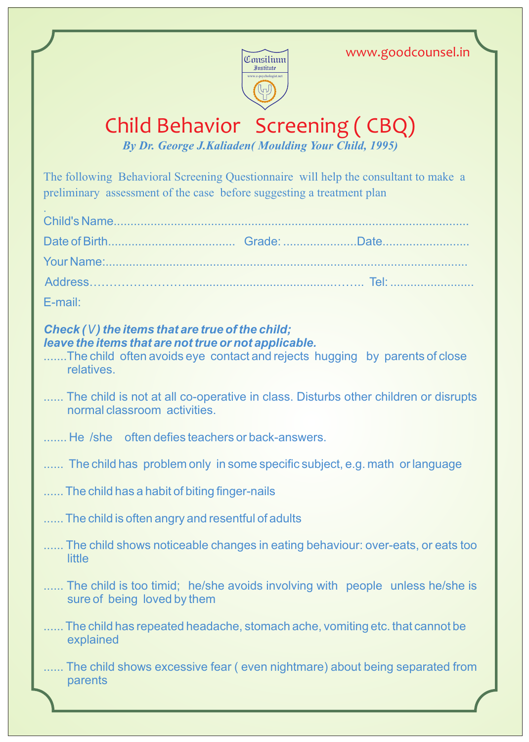Consilium Institute

www.e-psychologist.net

www.goodcounsel.in

# Child Behavior Screening ( CBQ)

***By Dr. George J.Kaliaden( Moulding Your Child, 1995)***

The following Behavioral Screening Questionnaire will help the consultant to make a preliminary assessment of the case before suggesting a treatment plan

.

Child's Name..........................................................................................................

Date of Birth..................................... Grade: ......................Date..........................

Your Name:.............................................................................................................

Address……………………...................................................….. Tel: .........................

E-mail:

***Check (V) the items that are true of the child; leave the items that are not true or not applicable.***

.......The child often avoids eye contact and rejects hugging by parents of close relatives.

...... The child is not at all co-operative in class. Disturbs other children or disrupts normal classroom activities.

....... He /she often defies teachers or back-answers.

...... The child has problem only in some specific subject, e.g. math or language

...... The child has a habit of biting finger-nails

...... The child is often angry and resentful of adults

...... The child shows noticeable changes in eating behaviour: over-eats, or eats too little

...... The child is too timid; he/she avoids involving with people unless he/she is sure of being loved by them

...... The child has repeated headache, stomach ache, vomiting etc. that cannot be explained

...... The child shows excessive fear ( even nightmare) about being separated from parents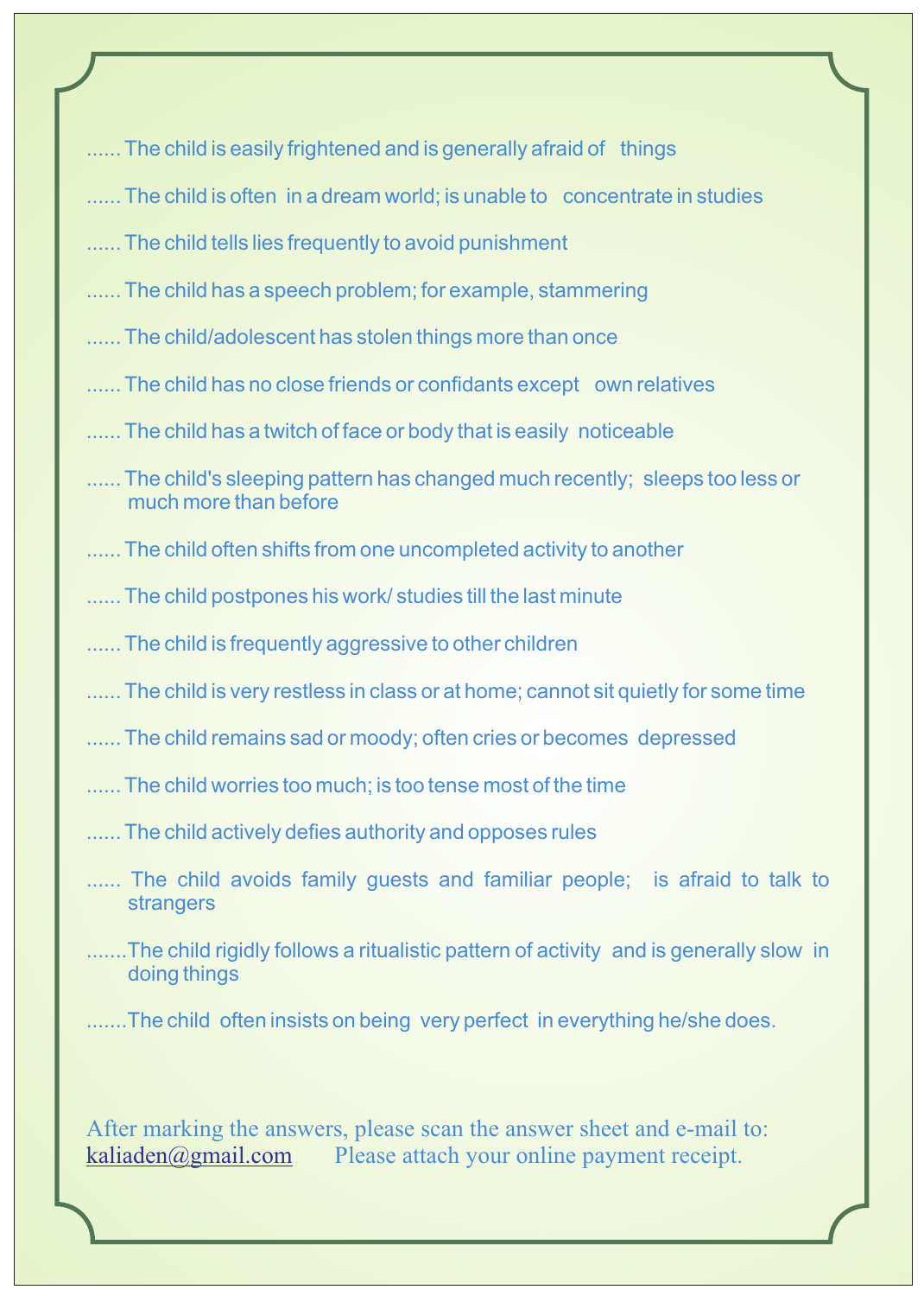...... The child is easily frightened and is generally afraid of things

...... The child is often in a dream world; is unable to concentrate in studies

...... The child tells lies frequently to avoid punishment

...... The child has a speech problem; for example, stammering

...... The child/adolescent has stolen things more than once

...... The child has no close friends or confidants except own relatives

...... The child has a twitch of face or body that is easily noticeable

...... The child's sleeping pattern has changed much recently; sleeps too less or much more than before

...... The child often shifts from one uncompleted activity to another

...... The child postpones his work/ studies till the last minute

...... The child is frequently aggressive to other children

...... The child is very restless in class or at home; cannot sit quietly for some time

...... The child remains sad or moody; often cries or becomes depressed

...... The child worries too much; is too tense most of the time

...... The child actively defies authority and opposes rules

...... The child avoids family guests and familiar people; is afraid to talk to strangers

.......The child rigidly follows a ritualistic pattern of activity and is generally slow in doing things

.......The child often insists on being very perfect in everything he/she does.

After marking the answers, please scan the answer sheet and e-mail to: kaliaden@gmail.com Please attach your online payment receipt.